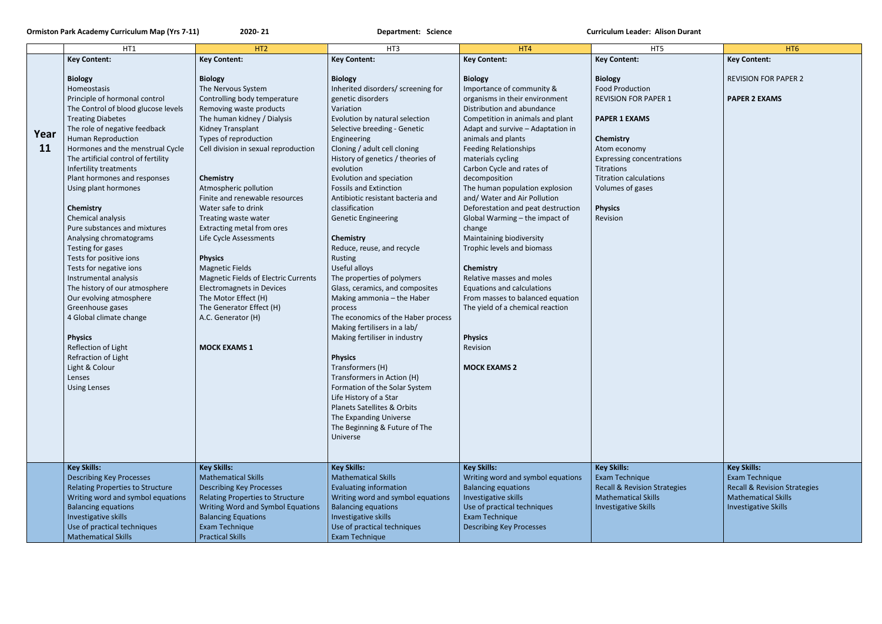**Ormiston Park Academy Curriculum Map (Yrs 7-11)** **2020- 21** **Department: Science** **Curriculum Leader: Alison Durant**

| | HT1 | HT2 | HT3 | HT4 | HT5 | HT6 |
|---|---|---|---|---|---|---|
| **Year 11** | **Key Content:**<br><br>**Biology**<br>Homeostasis<br>Principle of hormonal control<br>The Control of blood glucose levels<br>Treating Diabetes<br>The role of negative feedback<br>Human Reproduction<br>Hormones and the menstrual Cycle<br>The artificial control of fertility<br>Infertility treatments<br>Plant hormones and responses<br>Using plant hormones<br><br>**Chemistry**<br>Chemical analysis<br>Pure substances and mixtures<br>Analysing chromatograms<br>Testing for gases<br>Tests for positive ions<br>Tests for negative ions<br>Instrumental analysis<br>The history of our atmosphere<br>Our evolving atmosphere<br>Greenhouse gases<br>4 Global climate change<br><br>**Physics**<br>Reflection of Light<br>Refraction of Light<br>Light & Colour<br>Lenses<br>Using Lenses | **Key Content:**<br><br>**Biology**<br>The Nervous System<br>Controlling body temperature<br>Removing waste products<br>The human kidney / Dialysis<br>Kidney Transplant<br>Types of reproduction<br>Cell division in sexual reproduction<br><br>**Chemistry**<br>Atmospheric pollution<br>Finite and renewable resources<br>Water safe to drink<br>Treating waste water<br>Extracting metal from ores<br>Life Cycle Assessments<br><br>**Physics**<br>Magnetic Fields<br>Magnetic Fields of Electric Currents<br>Electromagnets in Devices<br>The Motor Effect (H)<br>The Generator Effect (H)<br>A.C. Generator (H)<br><br>**MOCK EXAMS 1** | **Key Content:**<br><br>**Biology**<br>Inherited disorders/ screening for genetic disorders<br>Variation<br>Evolution by natural selection<br>Selective breeding - Genetic Engineering<br>Cloning / adult cell cloning<br>History of genetics / theories of evolution<br>Evolution and speciation<br>Fossils and Extinction<br>Antibiotic resistant bacteria and classification<br>Genetic Engineering<br><br>**Chemistry**<br>Reduce, reuse, and recycle<br>Rusting<br>Useful alloys<br>The properties of polymers<br>Glass, ceramics, and composites<br>Making ammonia – the Haber process<br>The economics of the Haber process<br>Making fertilisers in a lab/<br>Making fertiliser in industry<br><br>**Physics**<br>Transformers (H)<br>Transformers in Action (H)<br>Formation of the Solar System<br>Life History of a Star<br>Planets Satellites & Orbits<br>The Expanding Universe<br>The Beginning & Future of The Universe | **Key Content:**<br><br>**Biology**<br>Importance of community & organisms in their environment<br>Distribution and abundance<br>Competition in animals and plant<br>Adapt and survive – Adaptation in animals and plants<br>Feeding Relationships<br>materials cycling<br>Carbon Cycle and rates of decomposition<br>The human population explosion and/ Water and Air Pollution<br>Deforestation and peat destruction<br>Global Warming – the impact of change<br>Maintaining biodiversity<br>Trophic levels and biomass<br><br>**Chemistry**<br>Relative masses and moles<br>Equations and calculations<br>From masses to balanced equation<br>The yield of a chemical reaction<br><br>**Physics**<br>Revision<br><br>**MOCK EXAMS 2** | **Key Content:**<br><br>**Biology**<br>Food Production<br>REVISION FOR PAPER 1<br><br>**PAPER 1 EXAMS**<br><br>**Chemistry**<br>Atom economy<br>Expressing concentrations<br>Titrations<br>Titration calculations<br>Volumes of gases<br><br>**Physics**<br>Revision | **Key Content:**<br><br>REVISION FOR PAPER 2<br><br>**PAPER 2 EXAMS** |
| | **Key Skills:**<br>Describing Key Processes<br>Relating Properties to Structure<br>Writing word and symbol equations<br>Balancing equations<br>Investigative skills<br>Use of practical techniques<br>Mathematical Skills | **Key Skills:**<br>Mathematical Skills<br>Describing Key Processes<br>Relating Properties to Structure<br>Writing Word and Symbol Equations<br>Balancing Equations<br>Exam Technique<br>Practical Skills | **Key Skills:**<br>Mathematical Skills<br>Evaluating information<br>Writing word and symbol equations<br>Balancing equations<br>Investigative skills<br>Use of practical techniques<br>Exam Technique | **Key Skills:**<br>Writing word and symbol equations<br>Balancing equations<br>Investigative skills<br>Use of practical techniques<br>Exam Technique<br>Describing Key Processes | **Key Skills:**<br>Exam Technique<br>Recall & Revision Strategies<br>Mathematical Skills<br>Investigative Skills | **Key Skills:**<br>Exam Technique<br>Recall & Revision Strategies<br>Mathematical Skills<br>Investigative Skills |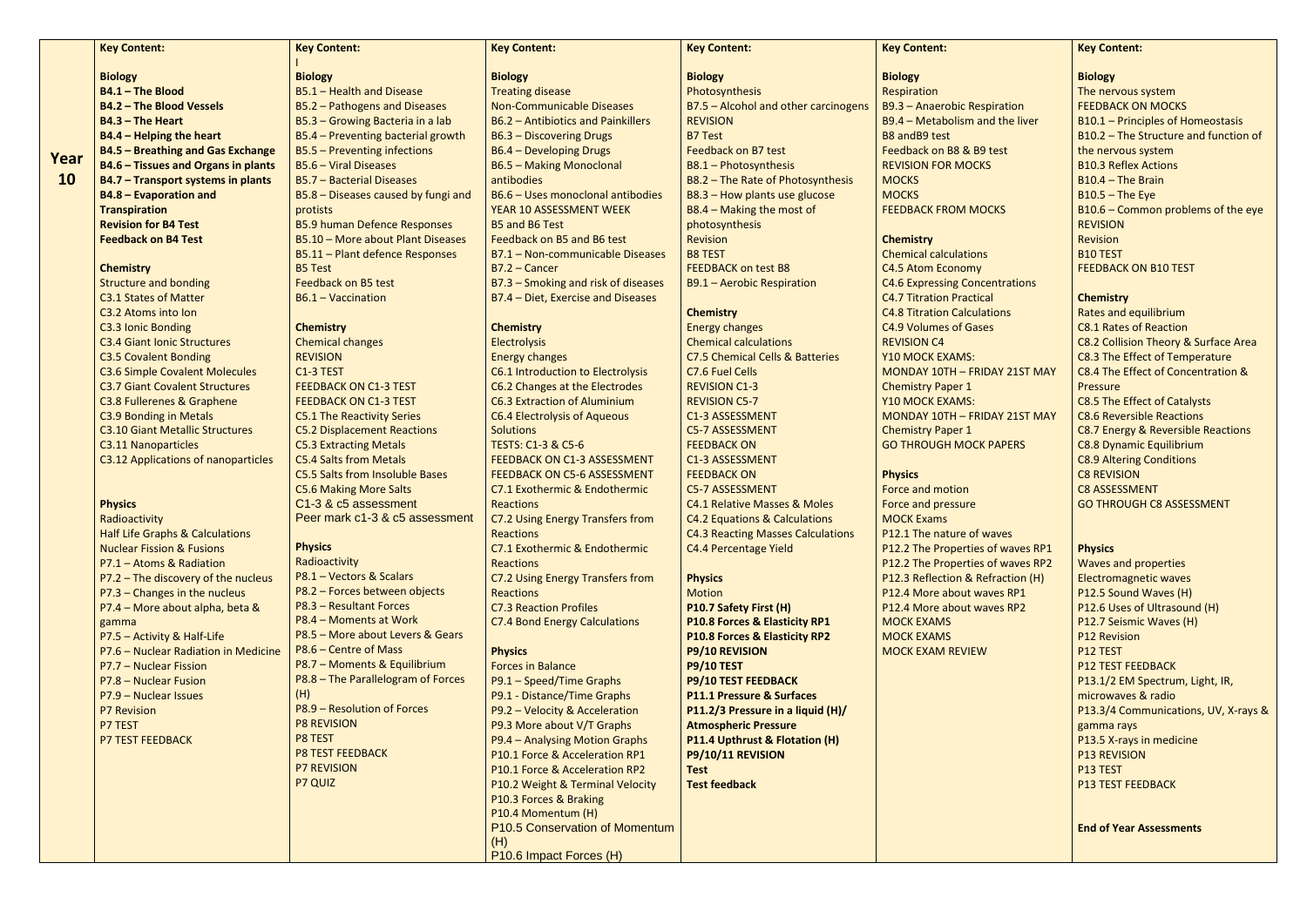| Year 10 | Key Content: | Key Content: | Key Content: | Key Content: | Key Content: | Key Content: |
|---|---|---|---|---|---|---|
| | **Biology**<br>**B4.1 – The Blood**<br>**B4.2 – The Blood Vessels**<br>**B4.3 – The Heart**<br>**B4.4 – Helping the heart**<br>**B4.5 – Breathing and Gas Exchange**<br>**B4.6 – Tissues and Organs in plants**<br>**B4.7 – Transport systems in plants**<br>**B4.8 – Evaporation and Transpiration**<br>**Revision for B4 Test**<br>**Feedback on B4 Test**<br><br>**Chemistry**<br>Structure and bonding<br>C3.1 States of Matter<br>C3.2 Atoms into Ion<br>C3.3 Ionic Bonding<br>C3.4 Giant Ionic Structures<br>C3.5 Covalent Bonding<br>C3.6 Simple Covalent Molecules<br>C3.7 Giant Covalent Structures<br>C3.8 Fullerenes & Graphene<br>C3.9 Bonding in Metals<br>C3.10 Giant Metallic Structures<br>C3.11 Nanoparticles<br>C3.12 Applications of nanoparticles<br><br>**Physics**<br>Radioactivity<br>Half Life Graphs & Calculations<br>Nuclear Fission & Fusions<br>P7.1 – Atoms & Radiation<br>P7.2 – The discovery of the nucleus<br>P7.3 – Changes in the nucleus<br>P7.4 – More about alpha, beta & gamma<br>P7.5 – Activity & Half-Life<br>P7.6 – Nuclear Radiation in Medicine<br>P7.7 – Nuclear Fission<br>P7.8 – Nuclear Fusion<br>P7.9 – Nuclear Issues<br>P7 Revision<br>P7 TEST<br>P7 TEST FEEDBACK | I<br>**Biology**<br>B5.1 – Health and Disease<br>B5.2 – Pathogens and Diseases<br>B5.3 – Growing Bacteria in a lab<br>B5.4 – Preventing bacterial growth<br>B5.5 – Preventing infections<br>B5.6 – Viral Diseases<br>B5.7 – Bacterial Diseases<br>B5.8 – Diseases caused by fungi and protists<br>B5.9 human Defence Responses<br>B5.10 – More about Plant Diseases<br>B5.11 – Plant defence Responses<br>B5 Test<br>Feedback on B5 test<br>B6.1 – Vaccination<br><br>**Chemistry**<br>Chemical changes<br>REVISION<br>C1-3 TEST<br>FEEDBACK ON C1-3 TEST<br>FEEDBACK ON C1-3 TEST<br>C5.1 The Reactivity Series<br>C5.2 Displacement Reactions<br>C5.3 Extracting Metals<br>C5.4 Salts from Metals<br>C5.5 Salts from Insoluble Bases<br>C5.6 Making More Salts<br>C1-3 & c5 assessment<br>Peer mark c1-3 & c5 assessment<br><br>**Physics**<br>Radioactivity<br>P8.1 – Vectors & Scalars<br>P8.2 – Forces between objects<br>P8.3 – Resultant Forces<br>P8.4 – Moments at Work<br>P8.5 – More about Levers & Gears<br>P8.6 – Centre of Mass<br>P8.7 – Moments & Equilibrium<br>P8.8 – The Parallelogram of Forces (H)<br>P8.9 – Resolution of Forces<br>P8 REVISION<br>P8 TEST<br>P8 TEST FEEDBACK<br>P7 REVISION<br>P7 QUIZ | **Biology**<br>Treating disease<br>Non-Communicable Diseases<br>B6.2 – Antibiotics and Painkillers<br>B6.3 – Discovering Drugs<br>B6.4 – Developing Drugs<br>B6.5 – Making Monoclonal antibodies<br>B6.6 – Uses monoclonal antibodies<br>YEAR 10 ASSESSMENT WEEK<br>B5 and B6 Test<br>Feedback on B5 and B6 test<br>B7.1 – Non-communicable Diseases<br>B7.2 – Cancer<br>B7.3 – Smoking and risk of diseases<br>B7.4 – Diet, Exercise and Diseases<br><br>**Chemistry**<br>Electrolysis<br>Energy changes<br>C6.1 Introduction to Electrolysis<br>C6.2 Changes at the Electrodes<br>C6.3 Extraction of Aluminium<br>C6.4 Electrolysis of Aqueous Solutions<br>TESTS: C1-3 & C5-6<br>FEEDBACK ON C1-3 ASSESSMENT<br>FEEDBACK ON C5-6 ASSESSMENT<br>C7.1 Exothermic & Endothermic Reactions<br>C7.2 Using Energy Transfers from Reactions<br>C7.1 Exothermic & Endothermic Reactions<br>C7.2 Using Energy Transfers from Reactions<br>C7.3 Reaction Profiles<br>C7.4 Bond Energy Calculations<br><br>**Physics**<br>Forces in Balance<br>P9.1 – Speed/Time Graphs<br>P9.1 - Distance/Time Graphs<br>P9.2 – Velocity & Acceleration<br>P9.3 More about V/T Graphs<br>P9.4 – Analysing Motion Graphs<br>P10.1 Force & Acceleration RP1<br>P10.1 Force & Acceleration RP2<br>P10.2 Weight & Terminal Velocity<br>P10.3 Forces & Braking<br>P10.4 Momentum (H)<br>P10.5 Conservation of Momentum (H)<br>P10.6 Impact Forces (H) | **Biology**<br>Photosynthesis<br>B7.5 – Alcohol and other carcinogens<br>REVISION<br>B7 Test<br>Feedback on B7 test<br>B8.1 – Photosynthesis<br>B8.2 – The Rate of Photosynthesis<br>B8.3 – How plants use glucose<br>B8.4 – Making the most of photosynthesis<br>Revision<br>B8 TEST<br>FEEDBACK on test B8<br>B9.1 – Aerobic Respiration<br><br>**Chemistry**<br>Energy changes<br>Chemical calculations<br>C7.5 Chemical Cells & Batteries<br>C7.6 Fuel Cells<br>REVISION C1-3<br>REVISION C5-7<br>C1-3 ASSESSMENT<br>C5-7 ASSESSMENT<br>FEEDBACK ON<br>C1-3 ASSESSMENT<br>FEEDBACK ON<br>C5-7 ASSESSMENT<br>C4.1 Relative Masses & Moles<br>C4.2 Equations & Calculations<br>C4.3 Reacting Masses Calculations<br>C4.4 Percentage Yield<br><br>**Physics**<br>Motion<br>**P10.7 Safety First (H)**<br>**P10.8 Forces & Elasticity RP1**<br>**P10.8 Forces & Elasticity RP2**<br>**P9/10 REVISION**<br>**P9/10 TEST**<br>**P9/10 TEST FEEDBACK**<br>**P11.1 Pressure & Surfaces**<br>**P11.2/3 Pressure in a liquid (H)/ Atmospheric Pressure**<br>**P11.4 Upthrust & Flotation (H)**<br>**P9/10/11 REVISION**<br>**Test**<br>**Test feedback** | **Biology**<br>Respiration<br>B9.3 – Anaerobic Respiration<br>B9.4 – Metabolism and the liver<br>B8 andB9 test<br>Feedback on B8 & B9 test<br>REVISION FOR MOCKS<br>MOCKS<br>MOCKS<br>FEEDBACK FROM MOCKS<br><br>**Chemistry**<br>Chemical calculations<br>C4.5 Atom Economy<br>C4.6 Expressing Concentrations<br>C4.7 Titration Practical<br>C4.8 Titration Calculations<br>C4.9 Volumes of Gases<br>REVISION C4<br>Y10 MOCK EXAMS:<br>MONDAY 10TH – FRIDAY 21ST MAY<br>Chemistry Paper 1<br>Y10 MOCK EXAMS:<br>MONDAY 10TH – FRIDAY 21ST MAY<br>Chemistry Paper 1<br>GO THROUGH MOCK PAPERS<br><br>**Physics**<br>Force and motion<br>Force and pressure<br>MOCK Exams<br>P12.1 The nature of waves<br>P12.2 The Properties of waves RP1<br>P12.2 The Properties of waves RP2<br>P12.3 Reflection & Refraction (H)<br>P12.4 More about waves RP1<br>P12.4 More about waves RP2<br>MOCK EXAMS<br>MOCK EXAMS<br>MOCK EXAM REVIEW | **Biology**<br>The nervous system<br>FEEDBACK ON MOCKS<br>B10.1 – Principles of Homeostasis<br>B10.2 – The Structure and function of the nervous system<br>B10.3 Reflex Actions<br>B10.4 – The Brain<br>B10.5 – The Eye<br>B10.6 – Common problems of the eye<br>REVISION<br>Revision<br>B10 TEST<br>FEEDBACK ON B10 TEST<br><br>**Chemistry**<br>Rates and equilibrium<br>C8.1 Rates of Reaction<br>C8.2 Collision Theory & Surface Area<br>C8.3 The Effect of Temperature<br>C8.4 The Effect of Concentration & Pressure<br>C8.5 The Effect of Catalysts<br>C8.6 Reversible Reactions<br>C8.7 Energy & Reversible Reactions<br>C8.8 Dynamic Equilibrium<br>C8.9 Altering Conditions<br>C8 REVISION<br>C8 ASSESSMENT<br>GO THROUGH C8 ASSESSMENT<br><br>**Physics**<br>Waves and properties<br>Electromagnetic waves<br>P12.5 Sound Waves (H)<br>P12.6 Uses of Ultrasound (H)<br>P12.7 Seismic Waves (H)<br>P12 Revision<br>P12 TEST<br>P12 TEST FEEDBACK<br>P13.1/2 EM Spectrum, Light, IR, microwaves & radio<br>P13.3/4 Communications, UV, X-rays & gamma rays<br>P13.5 X-rays in medicine<br>P13 REVISION<br>P13 TEST<br>P13 TEST FEEDBACK<br><br>**End of Year Assessments** |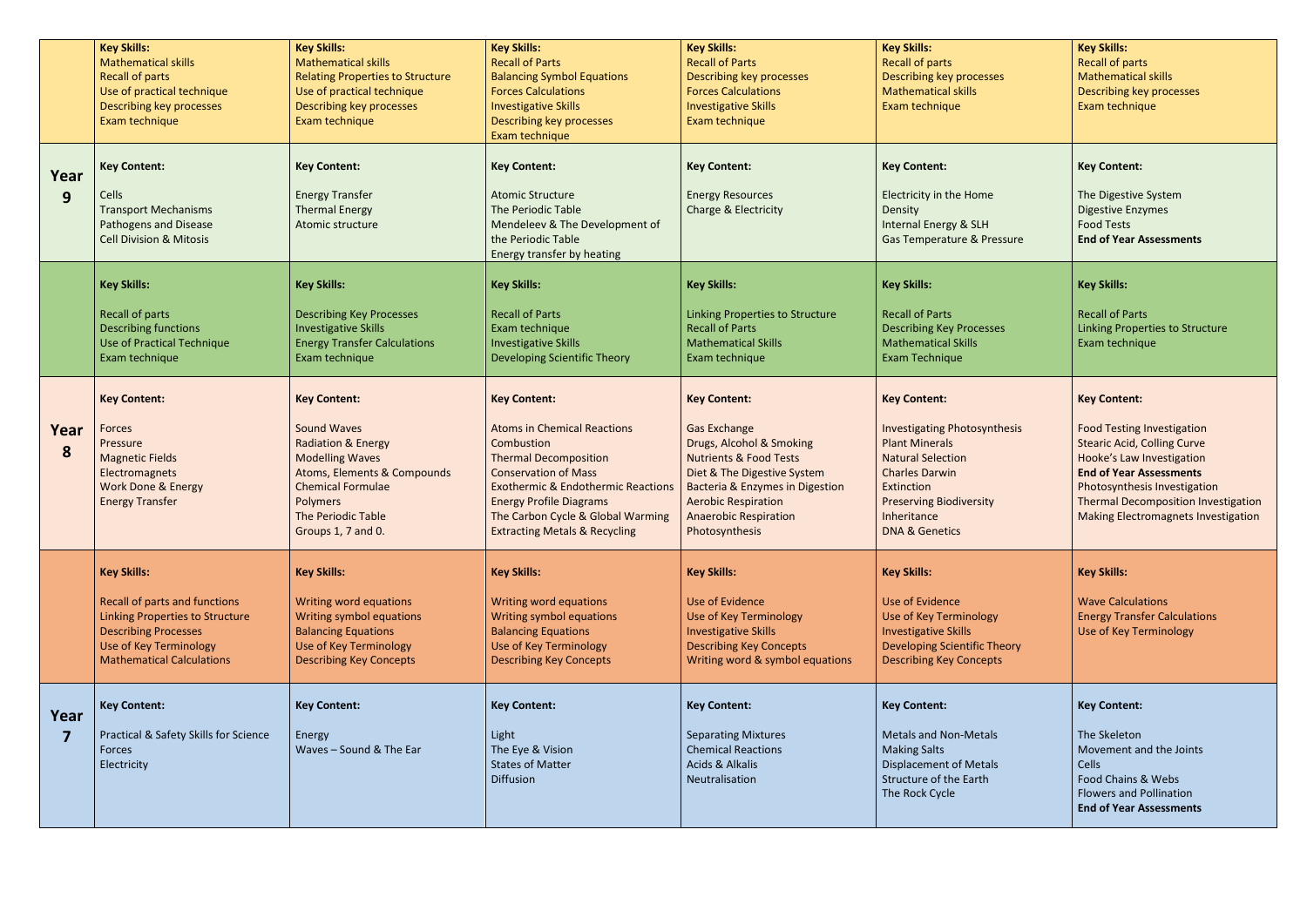| | | | | | | |
|---|---|---|---|---|---|---|
| | **Key Skills:**<br>Mathematical skills<br>Recall of parts<br>Use of practical technique<br>Describing key processes<br>Exam technique | **Key Skills:**<br>Mathematical skills<br>Relating Properties to Structure<br>Use of practical technique<br>Describing key processes<br>Exam technique | **Key Skills:**<br>Recall of Parts<br>Balancing Symbol Equations<br>Forces Calculations<br>Investigative Skills<br>Describing key processes<br>Exam technique | **Key Skills:**<br>Recall of Parts<br>Describing key processes<br>Forces Calculations<br>Investigative Skills<br>Exam technique | **Key Skills:**<br>Recall of parts<br>Describing key processes<br>Mathematical skills<br>Exam technique | **Key Skills:**<br>Recall of parts<br>Mathematical skills<br>Describing key processes<br>Exam technique |
| **Year 9** | **Key Content:**<br>Cells<br>Transport Mechanisms<br>Pathogens and Disease<br>Cell Division & Mitosis | **Key Content:**<br>Energy Transfer<br>Thermal Energy<br>Atomic structure | **Key Content:**<br>Atomic Structure<br>The Periodic Table<br>Mendeleev & The Development of the Periodic Table<br>Energy transfer by heating | **Key Content:**<br>Energy Resources<br>Charge & Electricity | **Key Content:**<br>Electricity in the Home<br>Density<br>Internal Energy & SLH<br>Gas Temperature & Pressure | **Key Content:**<br>The Digestive System<br>Digestive Enzymes<br>Food Tests<br>**End of Year Assessments** |
| | **Key Skills:**<br>Recall of parts<br>Describing functions<br>Use of Practical Technique<br>Exam technique | **Key Skills:**<br>Describing Key Processes<br>Investigative Skills<br>Energy Transfer Calculations<br>Exam technique | **Key Skills:**<br>Recall of Parts<br>Exam technique<br>Investigative Skills<br>Developing Scientific Theory | **Key Skills:**<br>Linking Properties to Structure<br>Recall of Parts<br>Mathematical Skills<br>Exam technique | **Key Skills:**<br>Recall of Parts<br>Describing Key Processes<br>Mathematical Skills<br>Exam Technique | **Key Skills:**<br>Recall of Parts<br>Linking Properties to Structure<br>Exam technique |
| **Year 8** | **Key Content:**<br>Forces<br>Pressure<br>Magnetic Fields<br>Electromagnets<br>Work Done & Energy<br>Energy Transfer | **Key Content:**<br>Sound Waves<br>Radiation & Energy<br>Modelling Waves<br>Atoms, Elements & Compounds<br>Chemical Formulae<br>Polymers<br>The Periodic Table<br>Groups 1, 7 and 0. | **Key Content:**<br>Atoms in Chemical Reactions<br>Combustion<br>Thermal Decomposition<br>Conservation of Mass<br>Exothermic & Endothermic Reactions<br>Energy Profile Diagrams<br>The Carbon Cycle & Global Warming<br>Extracting Metals & Recycling | **Key Content:**<br>Gas Exchange<br>Drugs, Alcohol & Smoking<br>Nutrients & Food Tests<br>Diet & The Digestive System<br>Bacteria & Enzymes in Digestion<br>Aerobic Respiration<br>Anaerobic Respiration<br>Photosynthesis | **Key Content:**<br>Investigating Photosynthesis<br>Plant Minerals<br>Natural Selection<br>Charles Darwin<br>Extinction<br>Preserving Biodiversity<br>Inheritance<br>DNA & Genetics | **Key Content:**<br>Food Testing Investigation<br>Stearic Acid, Colling Curve<br>Hooke's Law Investigation<br>**End of Year Assessments**<br>Photosynthesis Investigation<br>Thermal Decomposition Investigation<br>Making Electromagnets Investigation |
| | **Key Skills:**<br>Recall of parts and functions<br>Linking Properties to Structure<br>Describing Processes<br>Use of Key Terminology<br>Mathematical Calculations | **Key Skills:**<br>Writing word equations<br>Writing symbol equations<br>Balancing Equations<br>Use of Key Terminology<br>Describing Key Concepts | **Key Skills:**<br>Writing word equations<br>Writing symbol equations<br>Balancing Equations<br>Use of Key Terminology<br>Describing Key Concepts | **Key Skills:**<br>Use of Evidence<br>Use of Key Terminology<br>Investigative Skills<br>Describing Key Concepts<br>Writing word & symbol equations | **Key Skills:**<br>Use of Evidence<br>Use of Key Terminology<br>Investigative Skills<br>Developing Scientific Theory<br>Describing Key Concepts | **Key Skills:**<br>Wave Calculations<br>Energy Transfer Calculations<br>Use of Key Terminology |
| **Year 7** | **Key Content:**<br>Practical & Safety Skills for Science<br>Forces<br>Electricity | **Key Content:**<br>Energy<br>Waves – Sound & The Ear | **Key Content:**<br>Light<br>The Eye & Vision<br>States of Matter<br>Diffusion | **Key Content:**<br>Separating Mixtures<br>Chemical Reactions<br>Acids & Alkalis<br>Neutralisation | **Key Content:**<br>Metals and Non-Metals<br>Making Salts<br>Displacement of Metals<br>Structure of the Earth<br>The Rock Cycle | **Key Content:**<br>The Skeleton<br>Movement and the Joints<br>Cells<br>Food Chains & Webs<br>Flowers and Pollination<br>**End of Year Assessments** |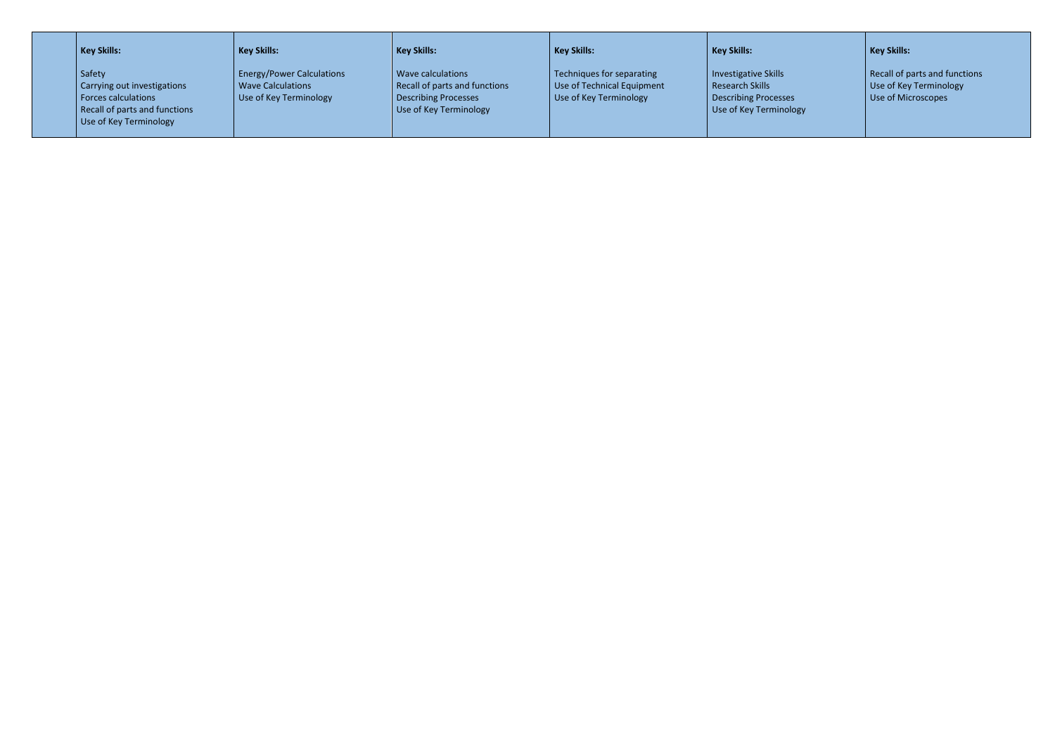| | | | | | | |
|---|---|---|---|---|---|---|
| | **Key Skills:**<br><br>Safety<br>Carrying out investigations<br>Forces calculations<br>Recall of parts and functions<br>Use of Key Terminology | **Key Skills:**<br><br>Energy/Power Calculations<br>Wave Calculations<br>Use of Key Terminology | **Key Skills:**<br><br>Wave calculations<br>Recall of parts and functions<br>Describing Processes<br>Use of Key Terminology | **Key Skills:**<br><br>Techniques for separating<br>Use of Technical Equipment<br>Use of Key Terminology | **Key Skills:**<br><br>Investigative Skills<br>Research Skills<br>Describing Processes<br>Use of Key Terminology | **Key Skills:**<br><br>Recall of parts and functions<br>Use of Key Terminology<br>Use of Microscopes |